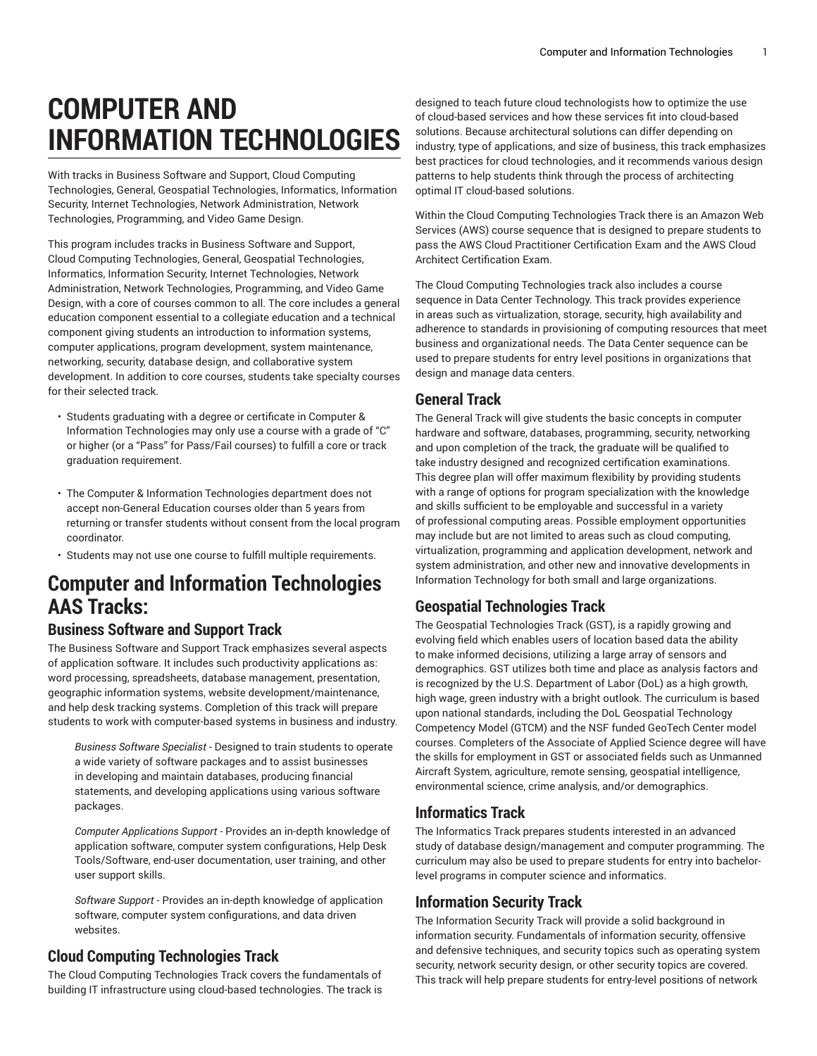# COMPUTER AND INFORMATION TECHNOLOGIES

With tracks in Business Software and Support, Cloud Computing Technologies, General, Geospatial Technologies, Informatics, Information Security, Internet Technologies, Network Administration, Network Technologies, Programming, and Video Game Design.

This program includes tracks in Business Software and Support, Cloud Computing Technologies, General, Geospatial Technologies, Informatics, Information Security, Internet Technologies, Network Administration, Network Technologies, Programming, and Video Game Design, with a core of courses common to all. The core includes a general education component essential to a collegiate education and a technical component giving students an introduction to information systems, computer applications, program development, system maintenance, networking, security, database design, and collaborative system development. In addition to core courses, students take specialty courses for their selected track.

- Students graduating with a degree or certificate in Computer & Information Technologies may only use a course with a grade of "C" or higher (or a "Pass" for Pass/Fail courses) to fulfill a core or track graduation requirement.
- The Computer & Information Technologies department does not accept non-General Education courses older than 5 years from returning or transfer students without consent from the local program coordinator.
- Students may not use one course to fulfill multiple requirements.

## Computer and Information Technologies AAS Tracks:

### Business Software and Support Track

The Business Software and Support Track emphasizes several aspects of application software. It includes such productivity applications as: word processing, spreadsheets, database management, presentation, geographic information systems, website development/maintenance, and help desk tracking systems. Completion of this track will prepare students to work with computer-based systems in business and industry.

*Business Software Specialist* - Designed to train students to operate a wide variety of software packages and to assist businesses in developing and maintain databases, producing financial statements, and developing applications using various software packages.

*Computer Applications Support* - Provides an in-depth knowledge of application software, computer system configurations, Help Desk Tools/Software, end-user documentation, user training, and other user support skills.

*Software Support* - Provides an in-depth knowledge of application software, computer system configurations, and data driven websites.

### Cloud Computing Technologies Track

The Cloud Computing Technologies Track covers the fundamentals of building IT infrastructure using cloud-based technologies. The track is designed to teach future cloud technologists how to optimize the use of cloud-based services and how these services fit into cloud-based solutions. Because architectural solutions can differ depending on industry, type of applications, and size of business, this track emphasizes best practices for cloud technologies, and it recommends various design patterns to help students think through the process of architecting optimal IT cloud-based solutions.

Within the Cloud Computing Technologies Track there is an Amazon Web Services (AWS) course sequence that is designed to prepare students to pass the AWS Cloud Practitioner Certification Exam and the AWS Cloud Architect Certification Exam.

The Cloud Computing Technologies track also includes a course sequence in Data Center Technology. This track provides experience in areas such as virtualization, storage, security, high availability and adherence to standards in provisioning of computing resources that meet business and organizational needs. The Data Center sequence can be used to prepare students for entry level positions in organizations that design and manage data centers.

### General Track

The General Track will give students the basic concepts in computer hardware and software, databases, programming, security, networking and upon completion of the track, the graduate will be qualified to take industry designed and recognized certification examinations. This degree plan will offer maximum flexibility by providing students with a range of options for program specialization with the knowledge and skills sufficient to be employable and successful in a variety of professional computing areas. Possible employment opportunities may include but are not limited to areas such as cloud computing, virtualization, programming and application development, network and system administration, and other new and innovative developments in Information Technology for both small and large organizations.

### Geospatial Technologies Track

The Geospatial Technologies Track (GST), is a rapidly growing and evolving field which enables users of location based data the ability to make informed decisions, utilizing a large array of sensors and demographics. GST utilizes both time and place as analysis factors and is recognized by the U.S. Department of Labor (DoL) as a high growth, high wage, green industry with a bright outlook. The curriculum is based upon national standards, including the DoL Geospatial Technology Competency Model (GTCM) and the NSF funded GeoTech Center model courses. Completers of the Associate of Applied Science degree will have the skills for employment in GST or associated fields such as Unmanned Aircraft System, agriculture, remote sensing, geospatial intelligence, environmental science, crime analysis, and/or demographics.

### Informatics Track

The Informatics Track prepares students interested in an advanced study of database design/management and computer programming. The curriculum may also be used to prepare students for entry into bachelor-level programs in computer science and informatics.

### Information Security Track

The Information Security Track will provide a solid background in information security. Fundamentals of information security, offensive and defensive techniques, and security topics such as operating system security, network security design, or other security topics are covered. This track will help prepare students for entry-level positions of network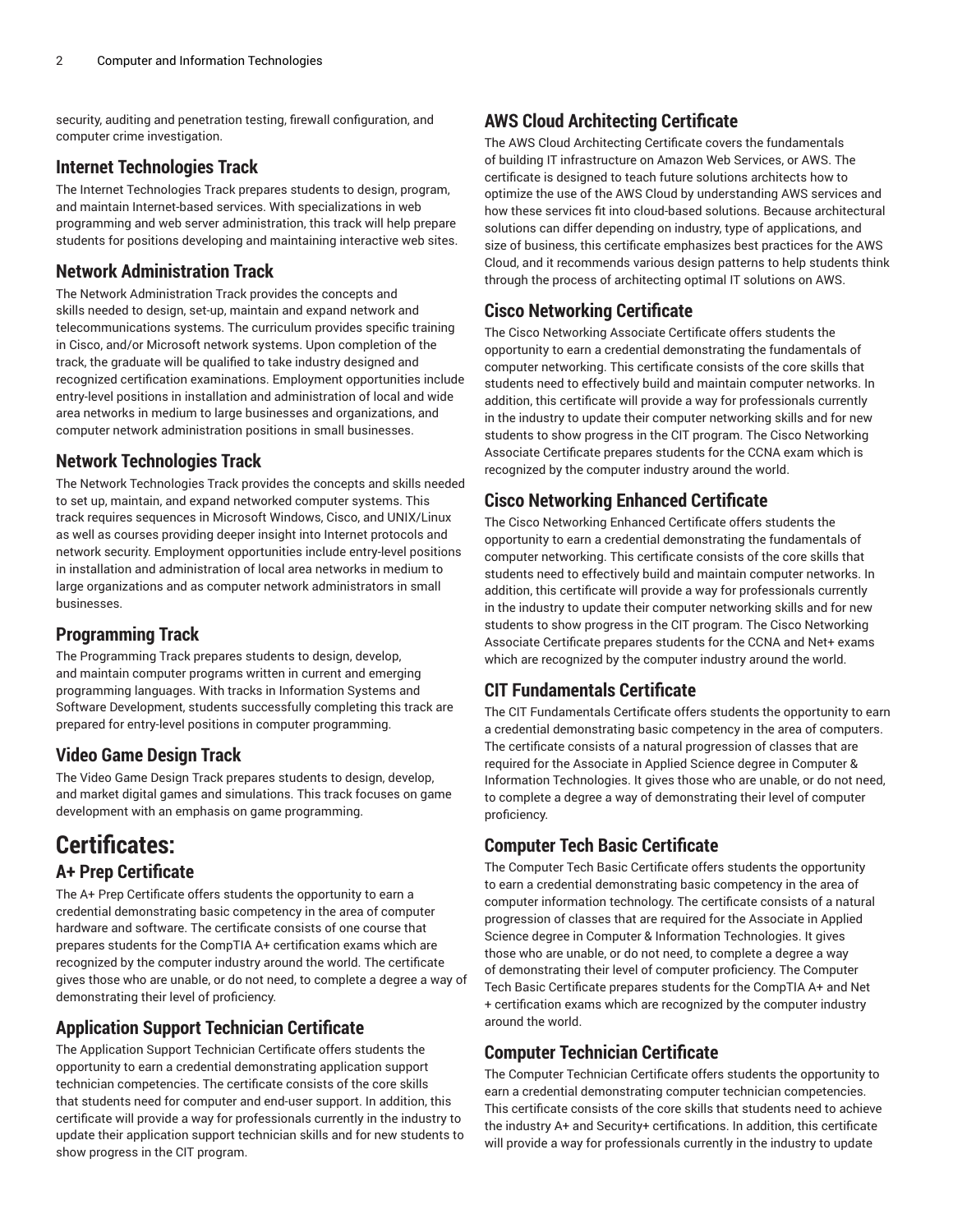security, auditing and penetration testing, firewall configuration, and computer crime investigation.

### Internet Technologies Track

The Internet Technologies Track prepares students to design, program, and maintain Internet-based services. With specializations in web programming and web server administration, this track will help prepare students for positions developing and maintaining interactive web sites.

### Network Administration Track

The Network Administration Track provides the concepts and skills needed to design, set-up, maintain and expand network and telecommunications systems. The curriculum provides specific training in Cisco, and/or Microsoft network systems. Upon completion of the track, the graduate will be qualified to take industry designed and recognized certification examinations. Employment opportunities include entry-level positions in installation and administration of local and wide area networks in medium to large businesses and organizations, and computer network administration positions in small businesses.

### Network Technologies Track

The Network Technologies Track provides the concepts and skills needed to set up, maintain, and expand networked computer systems. This track requires sequences in Microsoft Windows, Cisco, and UNIX/Linux as well as courses providing deeper insight into Internet protocols and network security. Employment opportunities include entry-level positions in installation and administration of local area networks in medium to large organizations and as computer network administrators in small businesses.

### Programming Track

The Programming Track prepares students to design, develop, and maintain computer programs written in current and emerging programming languages. With tracks in Information Systems and Software Development, students successfully completing this track are prepared for entry-level positions in computer programming.

### Video Game Design Track

The Video Game Design Track prepares students to design, develop, and market digital games and simulations. This track focuses on game development with an emphasis on game programming.

## Certificates:

### A+ Prep Certificate

The A+ Prep Certificate offers students the opportunity to earn a credential demonstrating basic competency in the area of computer hardware and software. The certificate consists of one course that prepares students for the CompTIA A+ certification exams which are recognized by the computer industry around the world. The certificate gives those who are unable, or do not need, to complete a degree a way of demonstrating their level of proficiency.

### Application Support Technician Certificate

The Application Support Technician Certificate offers students the opportunity to earn a credential demonstrating application support technician competencies. The certificate consists of the core skills that students need for computer and end-user support. In addition, this certificate will provide a way for professionals currently in the industry to update their application support technician skills and for new students to show progress in the CIT program.

### AWS Cloud Architecting Certificate

The AWS Cloud Architecting Certificate covers the fundamentals of building IT infrastructure on Amazon Web Services, or AWS. The certificate is designed to teach future solutions architects how to optimize the use of the AWS Cloud by understanding AWS services and how these services fit into cloud-based solutions. Because architectural solutions can differ depending on industry, type of applications, and size of business, this certificate emphasizes best practices for the AWS Cloud, and it recommends various design patterns to help students think through the process of architecting optimal IT solutions on AWS.

### Cisco Networking Certificate

The Cisco Networking Associate Certificate offers students the opportunity to earn a credential demonstrating the fundamentals of computer networking. This certificate consists of the core skills that students need to effectively build and maintain computer networks. In addition, this certificate will provide a way for professionals currently in the industry to update their computer networking skills and for new students to show progress in the CIT program. The Cisco Networking Associate Certificate prepares students for the CCNA exam which is recognized by the computer industry around the world.

### Cisco Networking Enhanced Certificate

The Cisco Networking Enhanced Certificate offers students the opportunity to earn a credential demonstrating the fundamentals of computer networking. This certificate consists of the core skills that students need to effectively build and maintain computer networks. In addition, this certificate will provide a way for professionals currently in the industry to update their computer networking skills and for new students to show progress in the CIT program. The Cisco Networking Associate Certificate prepares students for the CCNA and Net+ exams which are recognized by the computer industry around the world.

### CIT Fundamentals Certificate

The CIT Fundamentals Certificate offers students the opportunity to earn a credential demonstrating basic competency in the area of computers. The certificate consists of a natural progression of classes that are required for the Associate in Applied Science degree in Computer & Information Technologies. It gives those who are unable, or do not need, to complete a degree a way of demonstrating their level of computer proficiency.

### Computer Tech Basic Certificate

The Computer Tech Basic Certificate offers students the opportunity to earn a credential demonstrating basic competency in the area of computer information technology. The certificate consists of a natural progression of classes that are required for the Associate in Applied Science degree in Computer & Information Technologies. It gives those who are unable, or do not need, to complete a degree a way of demonstrating their level of computer proficiency. The Computer Tech Basic Certificate prepares students for the CompTIA A+ and Net + certification exams which are recognized by the computer industry around the world.

### Computer Technician Certificate

The Computer Technician Certificate offers students the opportunity to earn a credential demonstrating computer technician competencies. This certificate consists of the core skills that students need to achieve the industry A+ and Security+ certifications. In addition, this certificate will provide a way for professionals currently in the industry to update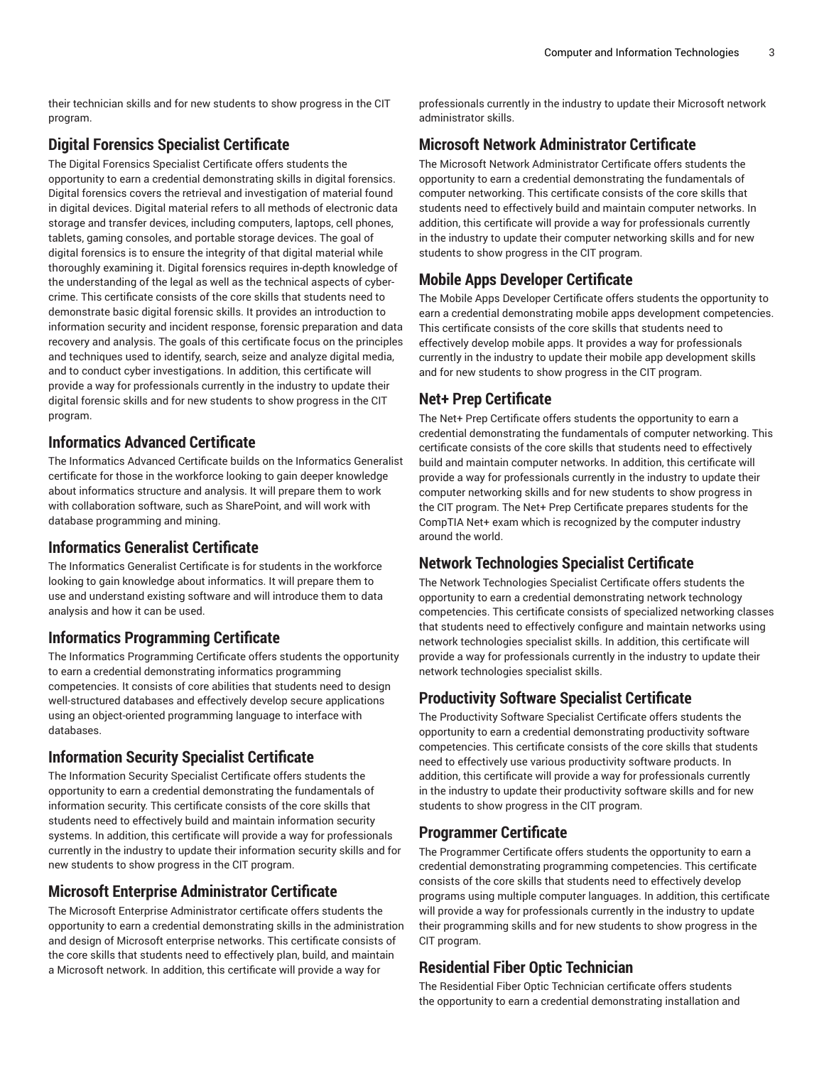their technician skills and for new students to show progress in the CIT program.

## Digital Forensics Specialist Certificate

The Digital Forensics Specialist Certificate offers students the opportunity to earn a credential demonstrating skills in digital forensics. Digital forensics covers the retrieval and investigation of material found in digital devices. Digital material refers to all methods of electronic data storage and transfer devices, including computers, laptops, cell phones, tablets, gaming consoles, and portable storage devices. The goal of digital forensics is to ensure the integrity of that digital material while thoroughly examining it. Digital forensics requires in-depth knowledge of the understanding of the legal as well as the technical aspects of cyber-crime. This certificate consists of the core skills that students need to demonstrate basic digital forensic skills. It provides an introduction to information security and incident response, forensic preparation and data recovery and analysis. The goals of this certificate focus on the principles and techniques used to identify, search, seize and analyze digital media, and to conduct cyber investigations. In addition, this certificate will provide a way for professionals currently in the industry to update their digital forensic skills and for new students to show progress in the CIT program.

## Informatics Advanced Certificate

The Informatics Advanced Certificate builds on the Informatics Generalist certificate for those in the workforce looking to gain deeper knowledge about informatics structure and analysis. It will prepare them to work with collaboration software, such as SharePoint, and will work with database programming and mining.

## Informatics Generalist Certificate

The Informatics Generalist Certificate is for students in the workforce looking to gain knowledge about informatics. It will prepare them to use and understand existing software and will introduce them to data analysis and how it can be used.

## Informatics Programming Certificate

The Informatics Programming Certificate offers students the opportunity to earn a credential demonstrating informatics programming competencies. It consists of core abilities that students need to design well-structured databases and effectively develop secure applications using an object-oriented programming language to interface with databases.

## Information Security Specialist Certificate

The Information Security Specialist Certificate offers students the opportunity to earn a credential demonstrating the fundamentals of information security. This certificate consists of the core skills that students need to effectively build and maintain information security systems. In addition, this certificate will provide a way for professionals currently in the industry to update their information security skills and for new students to show progress in the CIT program.

## Microsoft Enterprise Administrator Certificate

The Microsoft Enterprise Administrator certificate offers students the opportunity to earn a credential demonstrating skills in the administration and design of Microsoft enterprise networks. This certificate consists of the core skills that students need to effectively plan, build, and maintain a Microsoft network. In addition, this certificate will provide a way for professionals currently in the industry to update their Microsoft network administrator skills.

## Microsoft Network Administrator Certificate

The Microsoft Network Administrator Certificate offers students the opportunity to earn a credential demonstrating the fundamentals of computer networking. This certificate consists of the core skills that students need to effectively build and maintain computer networks. In addition, this certificate will provide a way for professionals currently in the industry to update their computer networking skills and for new students to show progress in the CIT program.

## Mobile Apps Developer Certificate

The Mobile Apps Developer Certificate offers students the opportunity to earn a credential demonstrating mobile apps development competencies. This certificate consists of the core skills that students need to effectively develop mobile apps. It provides a way for professionals currently in the industry to update their mobile app development skills and for new students to show progress in the CIT program.

## Net+ Prep Certificate

The Net+ Prep Certificate offers students the opportunity to earn a credential demonstrating the fundamentals of computer networking. This certificate consists of the core skills that students need to effectively build and maintain computer networks. In addition, this certificate will provide a way for professionals currently in the industry to update their computer networking skills and for new students to show progress in the CIT program. The Net+ Prep Certificate prepares students for the CompTIA Net+ exam which is recognized by the computer industry around the world.

## Network Technologies Specialist Certificate

The Network Technologies Specialist Certificate offers students the opportunity to earn a credential demonstrating network technology competencies. This certificate consists of specialized networking classes that students need to effectively configure and maintain networks using network technologies specialist skills. In addition, this certificate will provide a way for professionals currently in the industry to update their network technologies specialist skills.

## Productivity Software Specialist Certificate

The Productivity Software Specialist Certificate offers students the opportunity to earn a credential demonstrating productivity software competencies. This certificate consists of the core skills that students need to effectively use various productivity software products. In addition, this certificate will provide a way for professionals currently in the industry to update their productivity software skills and for new students to show progress in the CIT program.

## Programmer Certificate

The Programmer Certificate offers students the opportunity to earn a credential demonstrating programming competencies. This certificate consists of the core skills that students need to effectively develop programs using multiple computer languages. In addition, this certificate will provide a way for professionals currently in the industry to update their programming skills and for new students to show progress in the CIT program.

## Residential Fiber Optic Technician

The Residential Fiber Optic Technician certificate offers students the opportunity to earn a credential demonstrating installation and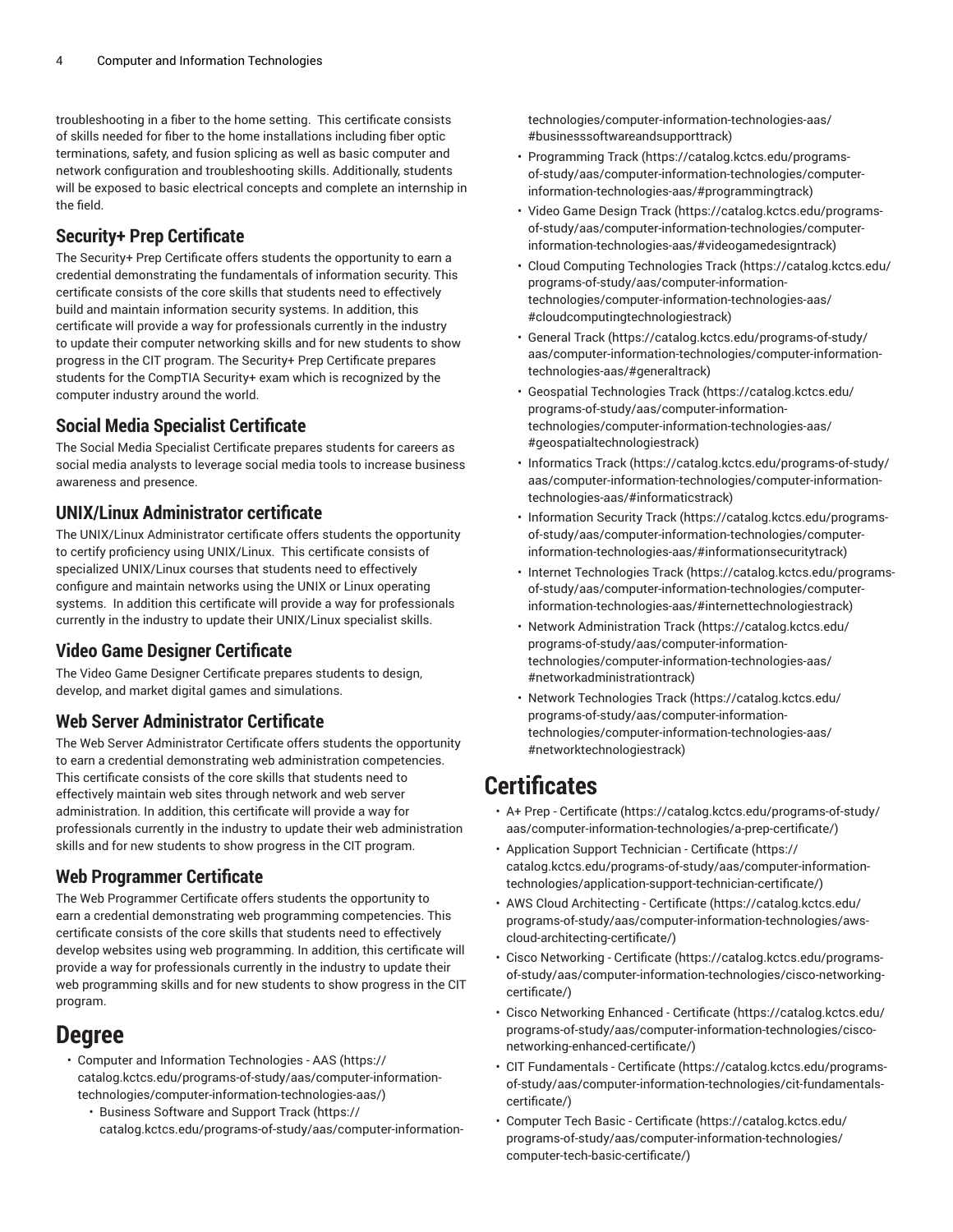troubleshooting in a fiber to the home setting. This certificate consists of skills needed for fiber to the home installations including fiber optic terminations, safety, and fusion splicing as well as basic computer and network configuration and troubleshooting skills. Additionally, students will be exposed to basic electrical concepts and complete an internship in the field.

### Security+ Prep Certificate

The Security+ Prep Certificate offers students the opportunity to earn a credential demonstrating the fundamentals of information security. This certificate consists of the core skills that students need to effectively build and maintain information security systems. In addition, this certificate will provide a way for professionals currently in the industry to update their computer networking skills and for new students to show progress in the CIT program. The Security+ Prep Certificate prepares students for the CompTIA Security+ exam which is recognized by the computer industry around the world.

### Social Media Specialist Certificate

The Social Media Specialist Certificate prepares students for careers as social media analysts to leverage social media tools to increase business awareness and presence.

### UNIX/Linux Administrator certificate

The UNIX/Linux Administrator certificate offers students the opportunity to certify proficiency using UNIX/Linux. This certificate consists of specialized UNIX/Linux courses that students need to effectively configure and maintain networks using the UNIX or Linux operating systems. In addition this certificate will provide a way for professionals currently in the industry to update their UNIX/Linux specialist skills.

### Video Game Designer Certificate

The Video Game Designer Certificate prepares students to design, develop, and market digital games and simulations.

### Web Server Administrator Certificate

The Web Server Administrator Certificate offers students the opportunity to earn a credential demonstrating web administration competencies. This certificate consists of the core skills that students need to effectively maintain web sites through network and web server administration. In addition, this certificate will provide a way for professionals currently in the industry to update their web administration skills and for new students to show progress in the CIT program.

### Web Programmer Certificate

The Web Programmer Certificate offers students the opportunity to earn a credential demonstrating web programming competencies. This certificate consists of the core skills that students need to effectively develop websites using web programming. In addition, this certificate will provide a way for professionals currently in the industry to update their web programming skills and for new students to show progress in the CIT program.

## Degree

- Computer and Information Technologies - AAS (https://catalog.kctcs.edu/programs-of-study/aas/computer-information-technologies/computer-information-technologies-aas/)
  - Business Software and Support Track (https://catalog.kctcs.edu/programs-of-study/aas/computer-information-technologies/computer-information-technologies-aas/#businesssoftwareandsupporttrack)
  - Programming Track (https://catalog.kctcs.edu/programs-of-study/aas/computer-information-technologies/computer-information-technologies-aas/#programmingtrack)
  - Video Game Design Track (https://catalog.kctcs.edu/programs-of-study/aas/computer-information-technologies/computer-information-technologies-aas/#videogamedesigntrack)
  - Cloud Computing Technologies Track (https://catalog.kctcs.edu/programs-of-study/aas/computer-information-technologies/computer-information-technologies-aas/#cloudcomputingtechnologiestrack)
  - General Track (https://catalog.kctcs.edu/programs-of-study/aas/computer-information-technologies/computer-information-technologies-aas/#generaltrack)
  - Geospatial Technologies Track (https://catalog.kctcs.edu/programs-of-study/aas/computer-information-technologies/computer-information-technologies-aas/#geospatialtechnologiestrack)
  - Informatics Track (https://catalog.kctcs.edu/programs-of-study/aas/computer-information-technologies/computer-information-technologies-aas/#informaticstrack)
  - Information Security Track (https://catalog.kctcs.edu/programs-of-study/aas/computer-information-technologies/computer-information-technologies-aas/#informationsecuritytrack)
  - Internet Technologies Track (https://catalog.kctcs.edu/programs-of-study/aas/computer-information-technologies/computer-information-technologies-aas/#internettechnologiestrack)
  - Network Administration Track (https://catalog.kctcs.edu/programs-of-study/aas/computer-information-technologies/computer-information-technologies-aas/#networkadministrationtrack)
  - Network Technologies Track (https://catalog.kctcs.edu/programs-of-study/aas/computer-information-technologies/computer-information-technologies-aas/#networktechnologiestrack)

## Certificates

- A+ Prep - Certificate (https://catalog.kctcs.edu/programs-of-study/aas/computer-information-technologies/a-prep-certificate/)
- Application Support Technician - Certificate (https://catalog.kctcs.edu/programs-of-study/aas/computer-information-technologies/application-support-technician-certificate/)
- AWS Cloud Architecting - Certificate (https://catalog.kctcs.edu/programs-of-study/aas/computer-information-technologies/aws-cloud-architecting-certificate/)
- Cisco Networking - Certificate (https://catalog.kctcs.edu/programs-of-study/aas/computer-information-technologies/cisco-networking-certificate/)
- Cisco Networking Enhanced - Certificate (https://catalog.kctcs.edu/programs-of-study/aas/computer-information-technologies/cisco-networking-enhanced-certificate/)
- CIT Fundamentals - Certificate (https://catalog.kctcs.edu/programs-of-study/aas/computer-information-technologies/cit-fundamentals-certificate/)
- Computer Tech Basic - Certificate (https://catalog.kctcs.edu/programs-of-study/aas/computer-information-technologies/computer-tech-basic-certificate/)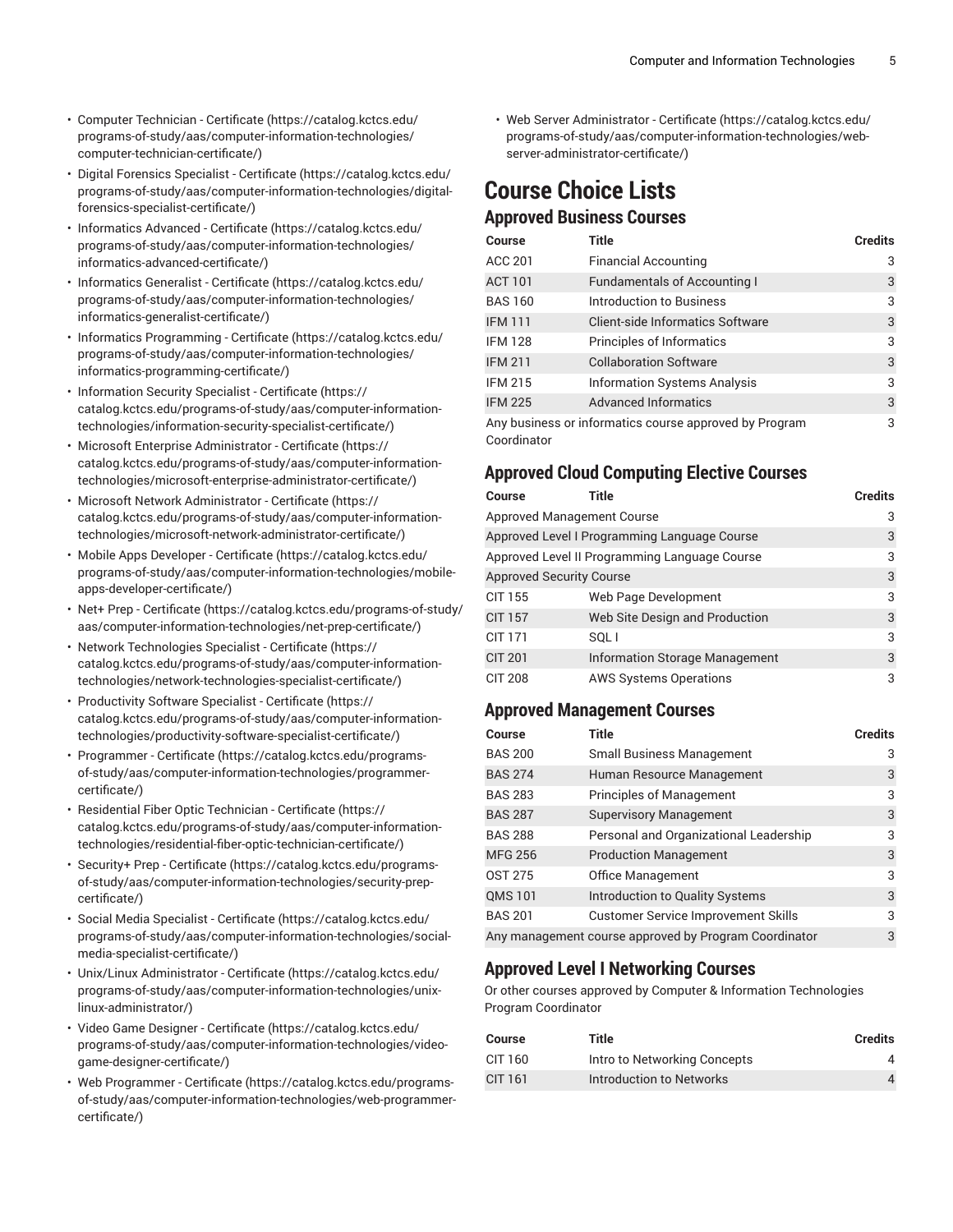- Computer Technician - Certificate (https://catalog.kctcs.edu/programs-of-study/aas/computer-information-technologies/computer-technician-certificate/)
- Digital Forensics Specialist - Certificate (https://catalog.kctcs.edu/programs-of-study/aas/computer-information-technologies/digital-forensics-specialist-certificate/)
- Informatics Advanced - Certificate (https://catalog.kctcs.edu/programs-of-study/aas/computer-information-technologies/informatics-advanced-certificate/)
- Informatics Generalist - Certificate (https://catalog.kctcs.edu/programs-of-study/aas/computer-information-technologies/informatics-generalist-certificate/)
- Informatics Programming - Certificate (https://catalog.kctcs.edu/programs-of-study/aas/computer-information-technologies/informatics-programming-certificate/)
- Information Security Specialist - Certificate (https://catalog.kctcs.edu/programs-of-study/aas/computer-information-technologies/information-security-specialist-certificate/)
- Microsoft Enterprise Administrator - Certificate (https://catalog.kctcs.edu/programs-of-study/aas/computer-information-technologies/microsoft-enterprise-administrator-certificate/)
- Microsoft Network Administrator - Certificate (https://catalog.kctcs.edu/programs-of-study/aas/computer-information-technologies/microsoft-network-administrator-certificate/)
- Mobile Apps Developer - Certificate (https://catalog.kctcs.edu/programs-of-study/aas/computer-information-technologies/mobile-apps-developer-certificate/)
- Net+ Prep - Certificate (https://catalog.kctcs.edu/programs-of-study/aas/computer-information-technologies/net-prep-certificate/)
- Network Technologies Specialist - Certificate (https://catalog.kctcs.edu/programs-of-study/aas/computer-information-technologies/network-technologies-specialist-certificate/)
- Productivity Software Specialist - Certificate (https://catalog.kctcs.edu/programs-of-study/aas/computer-information-technologies/productivity-software-specialist-certificate/)
- Programmer - Certificate (https://catalog.kctcs.edu/programs-of-study/aas/computer-information-technologies/programmer-certificate/)
- Residential Fiber Optic Technician - Certificate (https://catalog.kctcs.edu/programs-of-study/aas/computer-information-technologies/residential-fiber-optic-technician-certificate/)
- Security+ Prep - Certificate (https://catalog.kctcs.edu/programs-of-study/aas/computer-information-technologies/security-prep-certificate/)
- Social Media Specialist - Certificate (https://catalog.kctcs.edu/programs-of-study/aas/computer-information-technologies/social-media-specialist-certificate/)
- Unix/Linux Administrator - Certificate (https://catalog.kctcs.edu/programs-of-study/aas/computer-information-technologies/unix-linux-administrator/)
- Video Game Designer - Certificate (https://catalog.kctcs.edu/programs-of-study/aas/computer-information-technologies/video-game-designer-certificate/)
- Web Programmer - Certificate (https://catalog.kctcs.edu/programs-of-study/aas/computer-information-technologies/web-programmer-certificate/)
- Web Server Administrator - Certificate (https://catalog.kctcs.edu/programs-of-study/aas/computer-information-technologies/web-server-administrator-certificate/)

# Course Choice Lists

## Approved Business Courses

| Course | Title | Credits |
|---|---|---|
| ACC 201 | Financial Accounting | 3 |
| ACT 101 | Fundamentals of Accounting I | 3 |
| BAS 160 | Introduction to Business | 3 |
| IFM 111 | Client-side Informatics Software | 3 |
| IFM 128 | Principles of Informatics | 3 |
| IFM 211 | Collaboration Software | 3 |
| IFM 215 | Information Systems Analysis | 3 |
| IFM 225 | Advanced Informatics | 3 |
| Any business or informatics course approved by Program Coordinator | | 3 |

## Approved Cloud Computing Elective Courses

| Course | Title | Credits |
|---|---|---|
| Approved Management Course | | 3 |
| Approved Level I Programming Language Course | | 3 |
| Approved Level II Programming Language Course | | 3 |
| Approved Security Course | | 3 |
| CIT 155 | Web Page Development | 3 |
| CIT 157 | Web Site Design and Production | 3 |
| CIT 171 | SQL I | 3 |
| CIT 201 | Information Storage Management | 3 |
| CIT 208 | AWS Systems Operations | 3 |

## Approved Management Courses

| Course | Title | Credits |
|---|---|---|
| BAS 200 | Small Business Management | 3 |
| BAS 274 | Human Resource Management | 3 |
| BAS 283 | Principles of Management | 3 |
| BAS 287 | Supervisory Management | 3 |
| BAS 288 | Personal and Organizational Leadership | 3 |
| MFG 256 | Production Management | 3 |
| OST 275 | Office Management | 3 |
| QMS 101 | Introduction to Quality Systems | 3 |
| BAS 201 | Customer Service Improvement Skills | 3 |
| Any management course approved by Program Coordinator | | 3 |

## Approved Level I Networking Courses

Or other courses approved by Computer & Information Technologies Program Coordinator

| Course | Title | Credits |
|---|---|---|
| CIT 160 | Intro to Networking Concepts | 4 |
| CIT 161 | Introduction to Networks | 4 |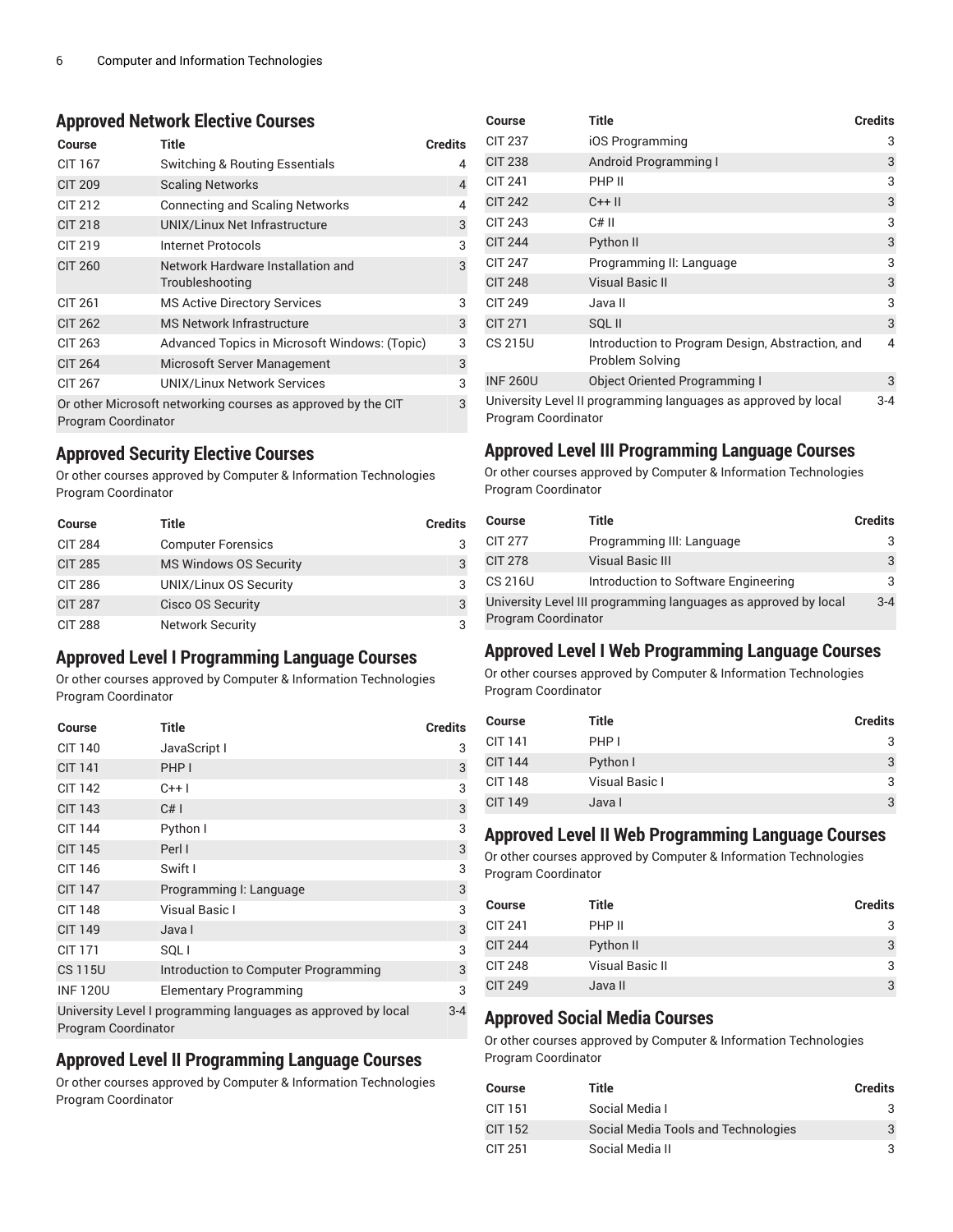## Approved Network Elective Courses

| Course | Title | Credits |
| --- | --- | --- |
| CIT 167 | Switching & Routing Essentials | 4 |
| CIT 209 | Scaling Networks | 4 |
| CIT 212 | Connecting and Scaling Networks | 4 |
| CIT 218 | UNIX/Linux Net Infrastructure | 3 |
| CIT 219 | Internet Protocols | 3 |
| CIT 260 | Network Hardware Installation and Troubleshooting | 3 |
| CIT 261 | MS Active Directory Services | 3 |
| CIT 262 | MS Network Infrastructure | 3 |
| CIT 263 | Advanced Topics in Microsoft Windows: (Topic) | 3 |
| CIT 264 | Microsoft Server Management | 3 |
| CIT 267 | UNIX/Linux Network Services | 3 |
| Or other Microsoft networking courses as approved by the CIT Program Coordinator | | 3 |

## Approved Security Elective Courses

Or other courses approved by Computer & Information Technologies Program Coordinator

| Course | Title | Credits |
| --- | --- | --- |
| CIT 284 | Computer Forensics | 3 |
| CIT 285 | MS Windows OS Security | 3 |
| CIT 286 | UNIX/Linux OS Security | 3 |
| CIT 287 | Cisco OS Security | 3 |
| CIT 288 | Network Security | 3 |

## Approved Level I Programming Language Courses

Or other courses approved by Computer & Information Technologies Program Coordinator

| Course | Title | Credits |
| --- | --- | --- |
| CIT 140 | JavaScript I | 3 |
| CIT 141 | PHP I | 3 |
| CIT 142 | C++ I | 3 |
| CIT 143 | C# I | 3 |
| CIT 144 | Python I | 3 |
| CIT 145 | Perl I | 3 |
| CIT 146 | Swift I | 3 |
| CIT 147 | Programming I: Language | 3 |
| CIT 148 | Visual Basic I | 3 |
| CIT 149 | Java I | 3 |
| CIT 171 | SQL I | 3 |
| CS 115U | Introduction to Computer Programming | 3 |
| INF 120U | Elementary Programming | 3 |
| University Level I programming languages as approved by local Program Coordinator | | 3-4 |

## Approved Level II Programming Language Courses

Or other courses approved by Computer & Information Technologies Program Coordinator

| Course | Title | Credits |
| --- | --- | --- |
| CIT 237 | iOS Programming | 3 |
| CIT 238 | Android Programming I | 3 |
| CIT 241 | PHP II | 3 |
| CIT 242 | C++ II | 3 |
| CIT 243 | C# II | 3 |
| CIT 244 | Python II | 3 |
| CIT 247 | Programming II: Language | 3 |
| CIT 248 | Visual Basic II | 3 |
| CIT 249 | Java II | 3 |
| CIT 271 | SQL II | 3 |
| CS 215U | Introduction to Program Design, Abstraction, and Problem Solving | 4 |
| INF 260U | Object Oriented Programming I | 3 |
| University Level II programming languages as approved by local Program Coordinator | | 3-4 |

## Approved Level III Programming Language Courses

Or other courses approved by Computer & Information Technologies Program Coordinator

| Course | Title | Credits |
| --- | --- | --- |
| CIT 277 | Programming III: Language | 3 |
| CIT 278 | Visual Basic III | 3 |
| CS 216U | Introduction to Software Engineering | 3 |
| University Level III programming languages as approved by local Program Coordinator | | 3-4 |

## Approved Level I Web Programming Language Courses

Or other courses approved by Computer & Information Technologies Program Coordinator

| Course | Title | Credits |
| --- | --- | --- |
| CIT 141 | PHP I | 3 |
| CIT 144 | Python I | 3 |
| CIT 148 | Visual Basic I | 3 |
| CIT 149 | Java I | 3 |

## Approved Level II Web Programming Language Courses

Or other courses approved by Computer & Information Technologies Program Coordinator

| Course | Title | Credits |
| --- | --- | --- |
| CIT 241 | PHP II | 3 |
| CIT 244 | Python II | 3 |
| CIT 248 | Visual Basic II | 3 |
| CIT 249 | Java II | 3 |

## Approved Social Media Courses

Or other courses approved by Computer & Information Technologies Program Coordinator

| Course | Title | Credits |
| --- | --- | --- |
| CIT 151 | Social Media I | 3 |
| CIT 152 | Social Media Tools and Technologies | 3 |
| CIT 251 | Social Media II | 3 |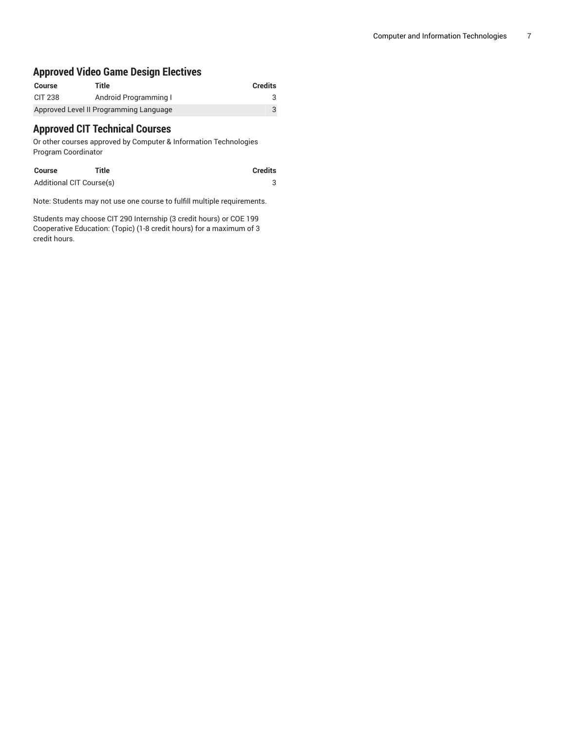## Approved Video Game Design Electives

| Course | Title | Credits |
|---|---|---|
| CIT 238 | Android Programming I | 3 |
| Approved Level II Programming Language | | 3 |

## Approved CIT Technical Courses

Or other courses approved by Computer & Information Technologies Program Coordinator

| Course | Title | Credits |
|---|---|---|
| Additional CIT Course(s) | | 3 |

Note: Students may not use one course to fulfill multiple requirements.

Students may choose CIT 290 Internship (3 credit hours) or COE 199 Cooperative Education: (Topic) (1-8 credit hours) for a maximum of 3 credit hours.